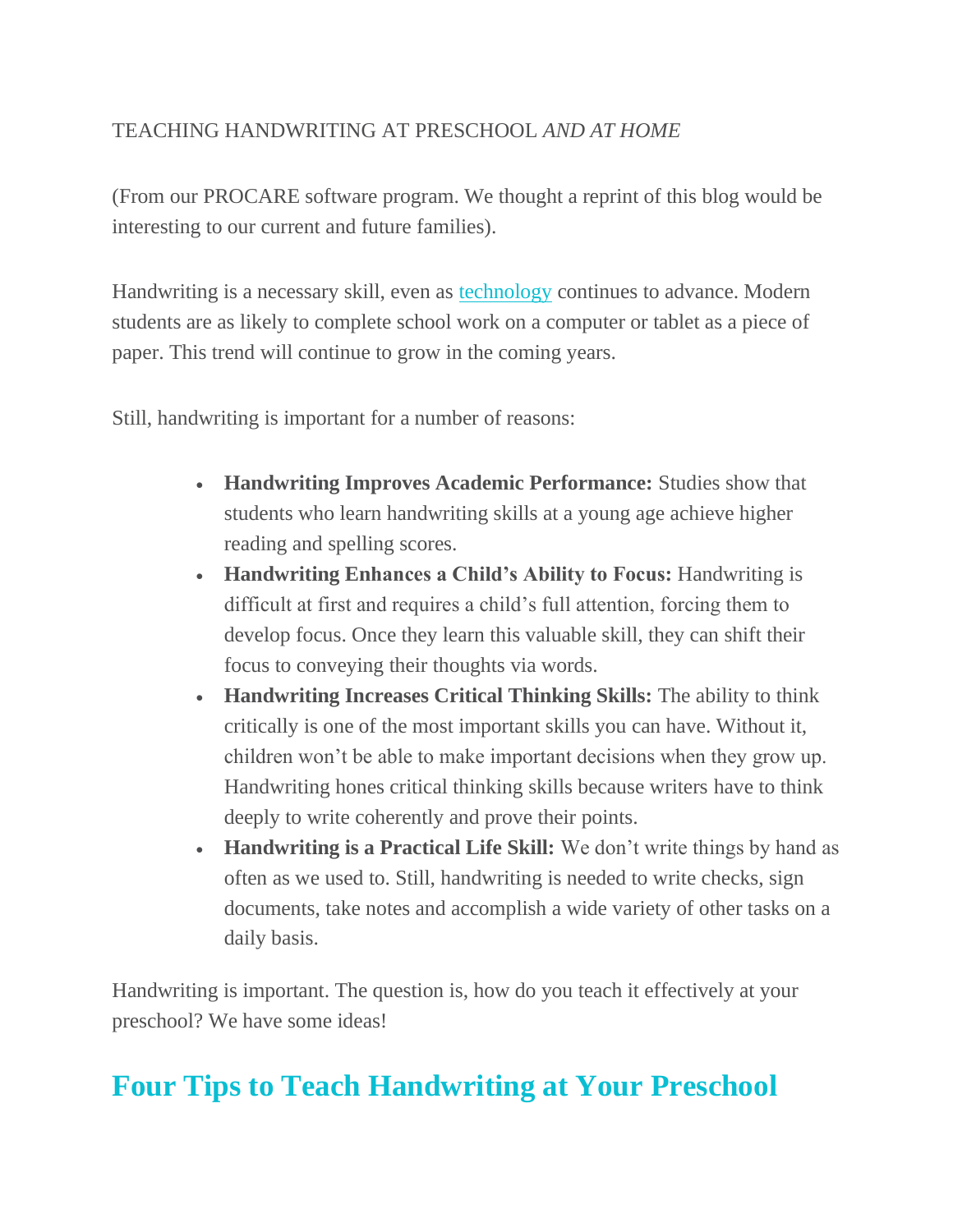TEACHING HANDWRITING AT PRESCHOOL *AND AT HOME*

(From our PROCARE software program. We thought a reprint of this blog would be interesting to our current and future families).

Handwriting is a necessary skill, even as [technology] continues to advance. Modern students are as likely to complete school work on a computer or tablet as a piece of paper. This trend will continue to grow in the coming years.

Still, handwriting is important for a number of reasons:

- **Handwriting Improves Academic Performance:** Studies show that students who learn handwriting skills at a young age achieve higher reading and spelling scores.
- **Handwriting Enhances a Child's Ability to Focus:** Handwriting is difficult at first and requires a child's full attention, forcing them to develop focus. Once they learn this valuable skill, they can shift their focus to conveying their thoughts via words.
- **Handwriting Increases Critical Thinking Skills:** The ability to think critically is one of the most important skills you can have. Without it, children won't be able to make important decisions when they grow up. Handwriting hones critical thinking skills because writers have to think deeply to write coherently and prove their points.
- **Handwriting is a Practical Life Skill:** We don't write things by hand as often as we used to. Still, handwriting is needed to write checks, sign documents, take notes and accomplish a wide variety of other tasks on a daily basis.

Handwriting is important. The question is, how do you teach it effectively at your preschool? We have some ideas!

## Four Tips to Teach Handwriting at Your Preschool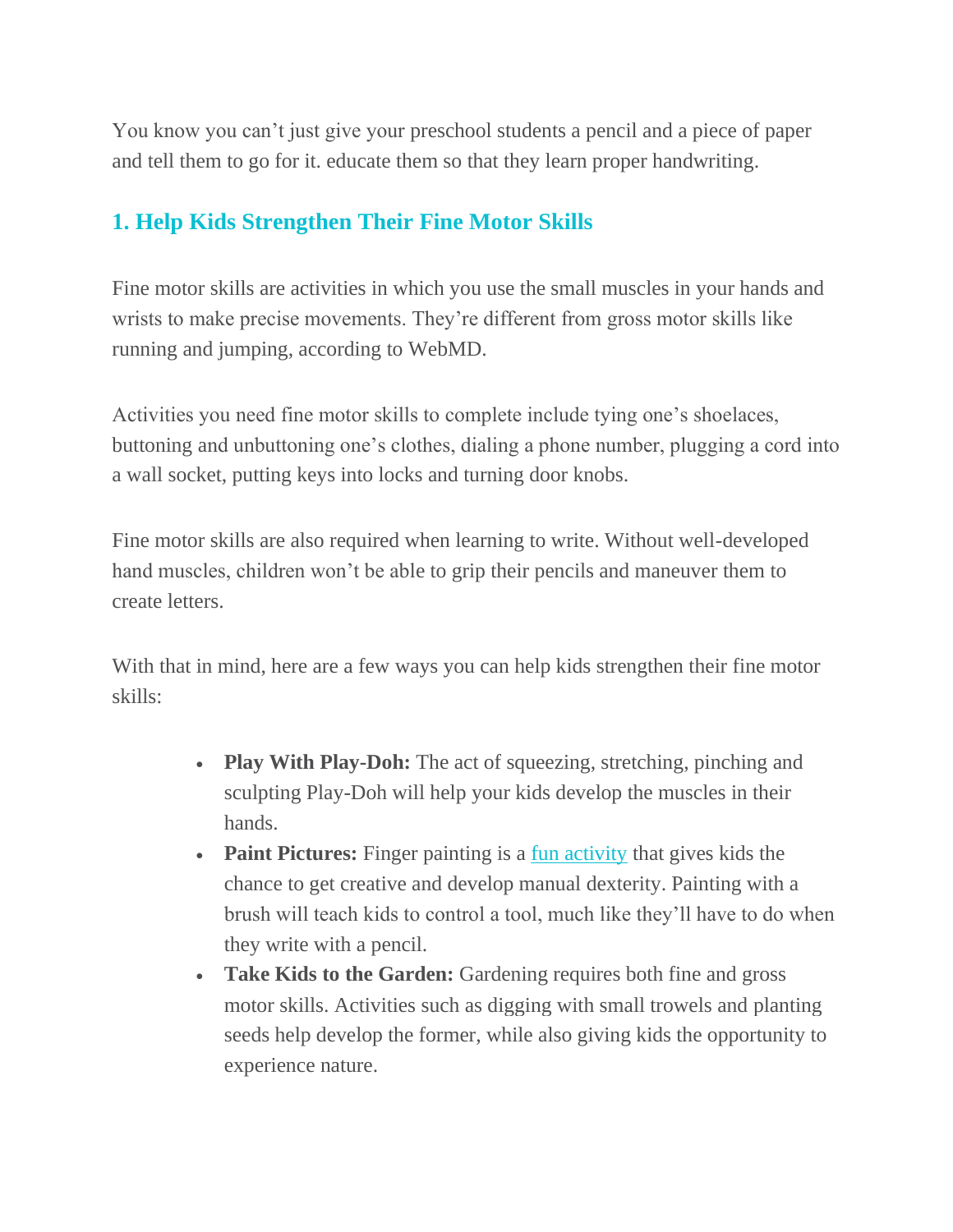You know you can't just give your preschool students a pencil and a piece of paper and tell them to go for it. educate them so that they learn proper handwriting.

## 1. Help Kids Strengthen Their Fine Motor Skills

Fine motor skills are activities in which you use the small muscles in your hands and wrists to make precise movements. They're different from gross motor skills like running and jumping, according to WebMD.

Activities you need fine motor skills to complete include tying one's shoelaces, buttoning and unbuttoning one's clothes, dialing a phone number, plugging a cord into a wall socket, putting keys into locks and turning door knobs.

Fine motor skills are also required when learning to write. Without well-developed hand muscles, children won't be able to grip their pencils and maneuver them to create letters.

With that in mind, here are a few ways you can help kids strengthen their fine motor skills:

- **Play With Play-Doh:** The act of squeezing, stretching, pinching and sculpting Play-Doh will help your kids develop the muscles in their hands.
- **Paint Pictures:** Finger painting is a fun activity that gives kids the chance to get creative and develop manual dexterity. Painting with a brush will teach kids to control a tool, much like they'll have to do when they write with a pencil.
- **Take Kids to the Garden:** Gardening requires both fine and gross motor skills. Activities such as digging with small trowels and planting seeds help develop the former, while also giving kids the opportunity to experience nature.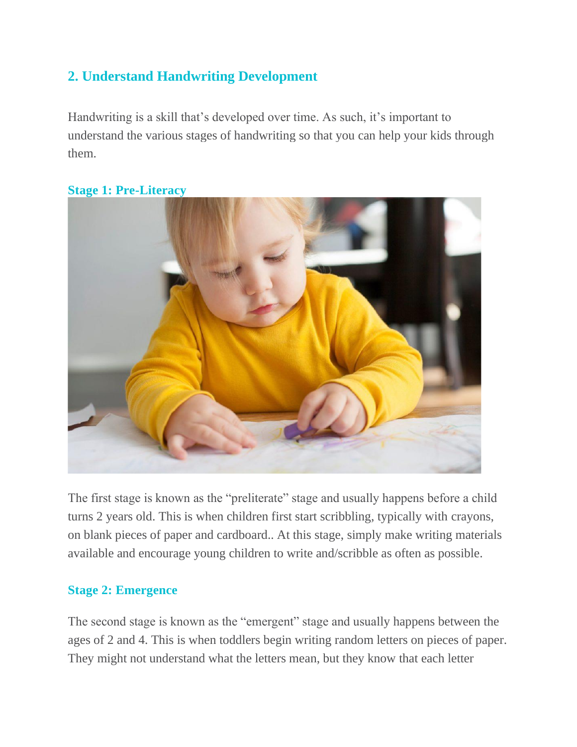## 2. Understand Handwriting Development

Handwriting is a skill that's developed over time. As such, it's important to understand the various stages of handwriting so that you can help your kids through them.

### Stage 1: Pre-Literacy

The first stage is known as the "preliterate" stage and usually happens before a child turns 2 years old. This is when children first start scribbling, typically with crayons, on blank pieces of paper and cardboard.. At this stage, simply make writing materials available and encourage young children to write and/scribble as often as possible.

### Stage 2: Emergence

The second stage is known as the "emergent" stage and usually happens between the ages of 2 and 4. This is when toddlers begin writing random letters on pieces of paper. They might not understand what the letters mean, but they know that each letter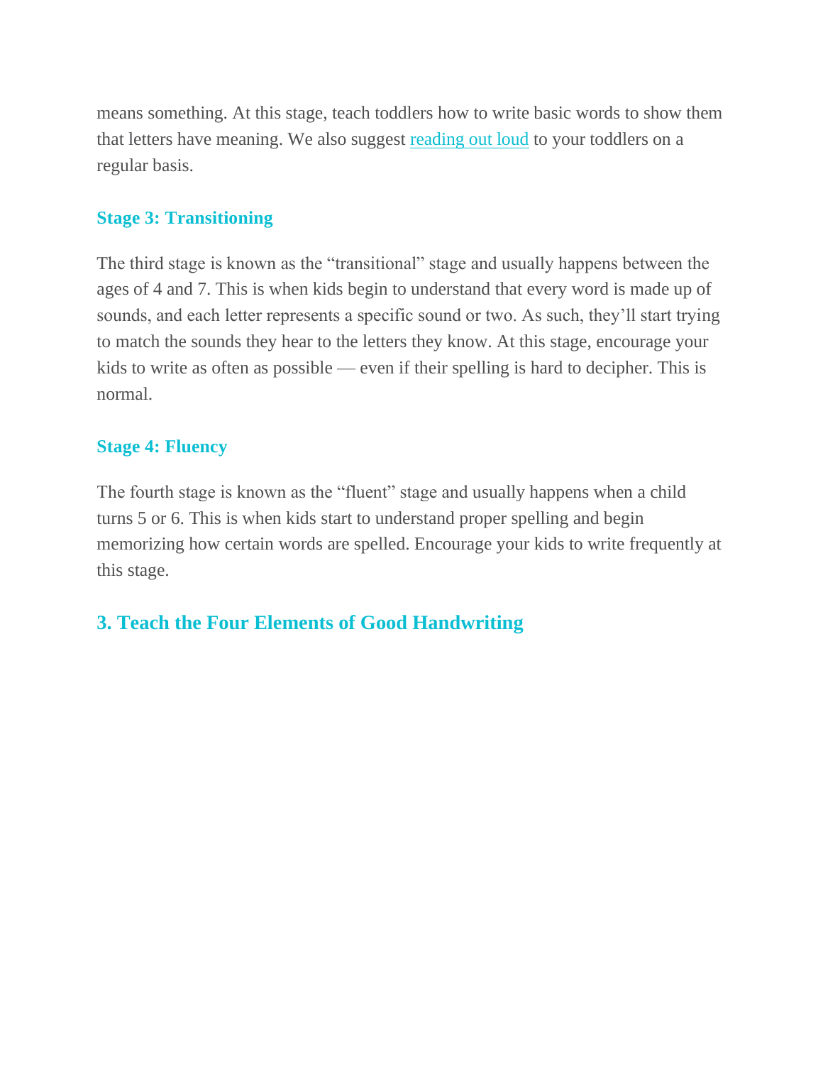means something. At this stage, teach toddlers how to write basic words to show them that letters have meaning. We also suggest [reading out loud](#) to your toddlers on a regular basis.

### Stage 3: Transitioning

The third stage is known as the "transitional" stage and usually happens between the ages of 4 and 7. This is when kids begin to understand that every word is made up of sounds, and each letter represents a specific sound or two. As such, they'll start trying to match the sounds they hear to the letters they know. At this stage, encourage your kids to write as often as possible — even if their spelling is hard to decipher. This is normal.

### Stage 4: Fluency

The fourth stage is known as the "fluent" stage and usually happens when a child turns 5 or 6. This is when kids start to understand proper spelling and begin memorizing how certain words are spelled. Encourage your kids to write frequently at this stage.

## 3. Teach the Four Elements of Good Handwriting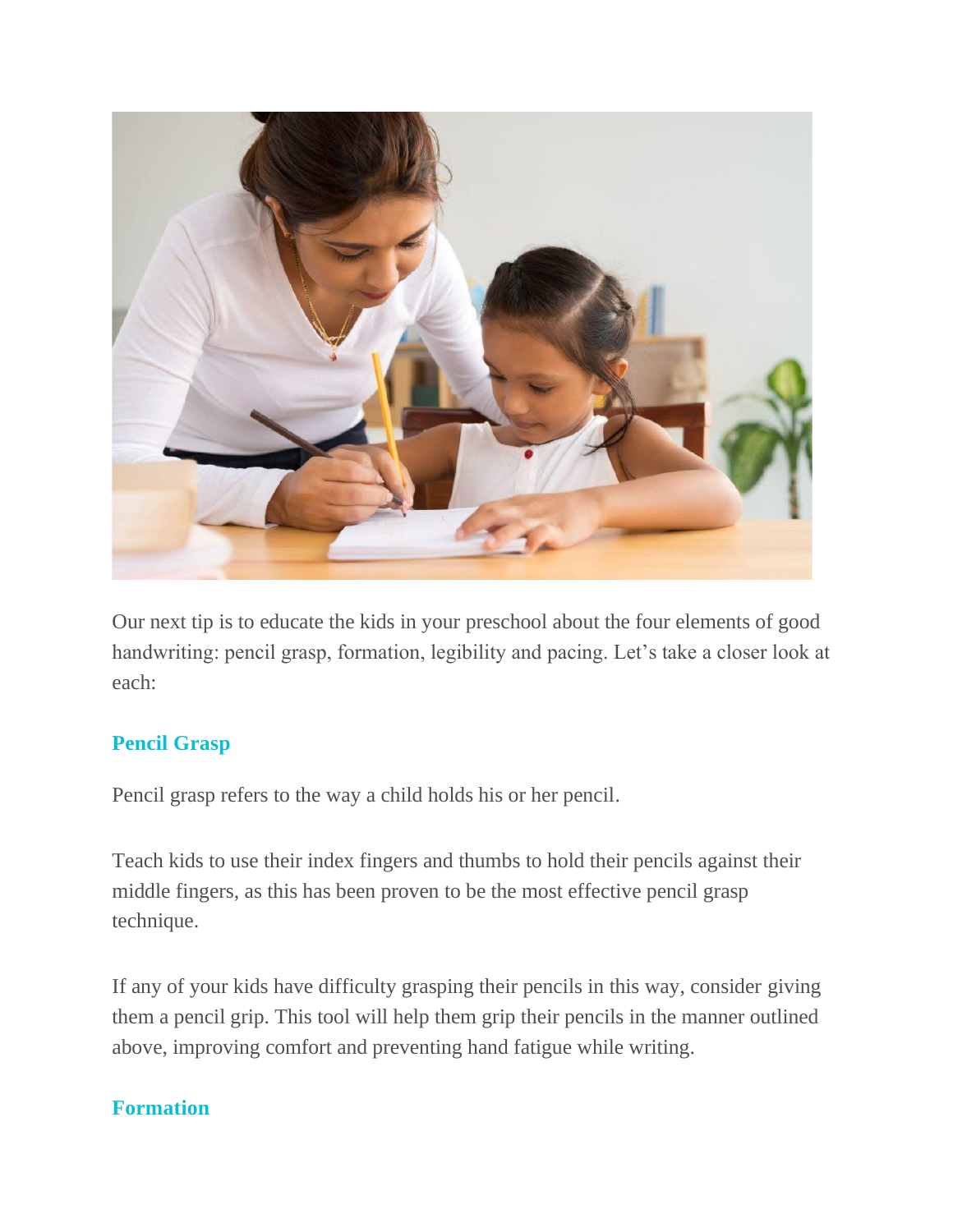Our next tip is to educate the kids in your preschool about the four elements of good handwriting: pencil grasp, formation, legibility and pacing. Let's take a closer look at each:

### Pencil Grasp

Pencil grasp refers to the way a child holds his or her pencil.

Teach kids to use their index fingers and thumbs to hold their pencils against their middle fingers, as this has been proven to be the most effective pencil grasp technique.

If any of your kids have difficulty grasping their pencils in this way, consider giving them a pencil grip. This tool will help them grip their pencils in the manner outlined above, improving comfort and preventing hand fatigue while writing.

### Formation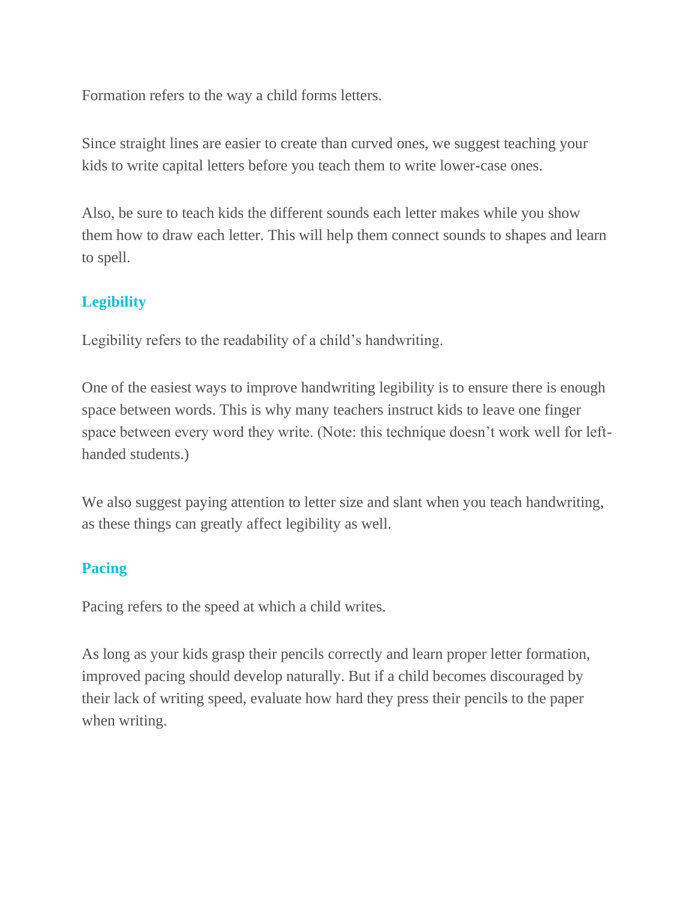Formation refers to the way a child forms letters.

Since straight lines are easier to create than curved ones, we suggest teaching your kids to write capital letters before you teach them to write lower-case ones.

Also, be sure to teach kids the different sounds each letter makes while you show them how to draw each letter. This will help them connect sounds to shapes and learn to spell.

### Legibility

Legibility refers to the readability of a child's handwriting.

One of the easiest ways to improve handwriting legibility is to ensure there is enough space between words. This is why many teachers instruct kids to leave one finger space between every word they write. (Note: this technique doesn't work well for left-handed students.)

We also suggest paying attention to letter size and slant when you teach handwriting, as these things can greatly affect legibility as well.

### Pacing

Pacing refers to the speed at which a child writes.

As long as your kids grasp their pencils correctly and learn proper letter formation, improved pacing should develop naturally. But if a child becomes discouraged by their lack of writing speed, evaluate how hard they press their pencils to the paper when writing.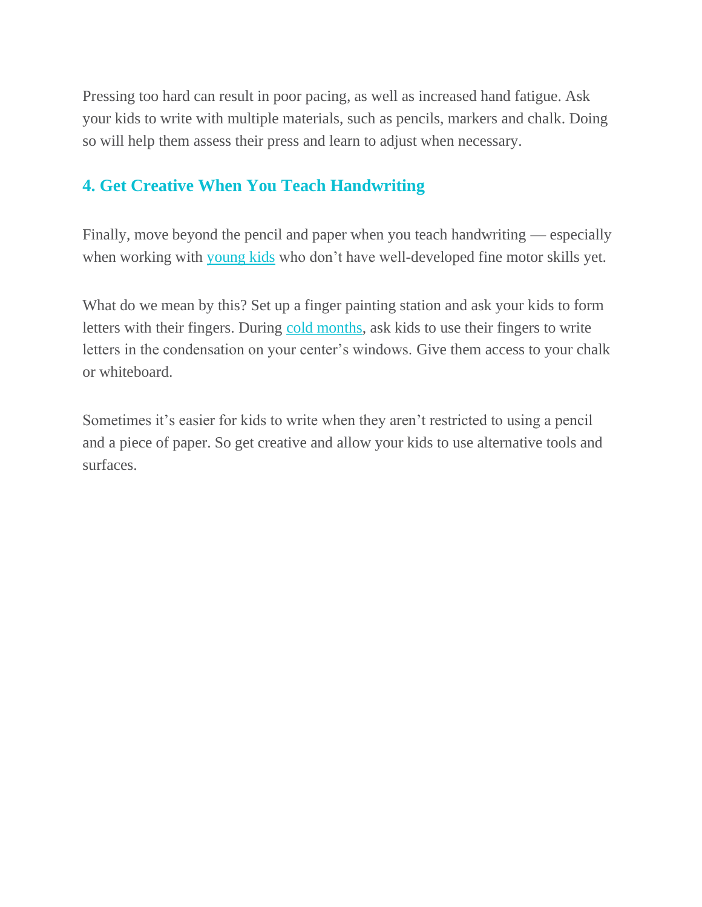Pressing too hard can result in poor pacing, as well as increased hand fatigue. Ask your kids to write with multiple materials, such as pencils, markers and chalk. Doing so will help them assess their press and learn to adjust when necessary.

### 4. Get Creative When You Teach Handwriting

Finally, move beyond the pencil and paper when you teach handwriting — especially when working with young kids who don't have well-developed fine motor skills yet.

What do we mean by this? Set up a finger painting station and ask your kids to form letters with their fingers. During cold months, ask kids to use their fingers to write letters in the condensation on your center's windows. Give them access to your chalk or whiteboard.

Sometimes it's easier for kids to write when they aren't restricted to using a pencil and a piece of paper. So get creative and allow your kids to use alternative tools and surfaces.